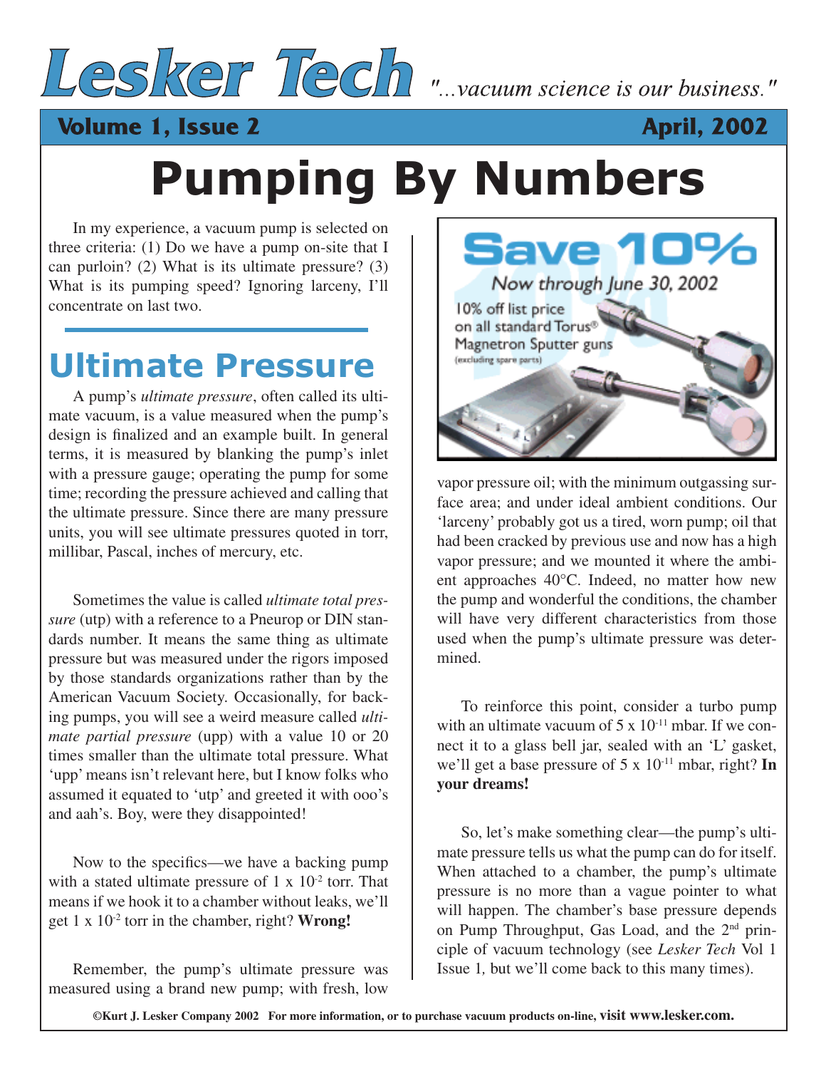# Lesker Tech

*"...vacuum science is our business."*

**Volume 1, Issue 2** **April, 2002**

# Pumping By Numbers

In my experience, a vacuum pump is selected on three criteria: (1) Do we have a pump on-site that I can purloin? (2) What is its ultimate pressure? (3) What is its pumping speed? Ignoring larceny, I'll concentrate on last two.

## Ultimate Pressure

A pump's *ultimate pressure*, often called its ultimate vacuum, is a value measured when the pump's design is finalized and an example built. In general terms, it is measured by blanking the pump's inlet with a pressure gauge; operating the pump for some time; recording the pressure achieved and calling that the ultimate pressure. Since there are many pressure units, you will see ultimate pressures quoted in torr, millibar, Pascal, inches of mercury, etc.

Sometimes the value is called *ultimate total pressure* (utp) with a reference to a Pneurop or DIN standards number. It means the same thing as ultimate pressure but was measured under the rigors imposed by those standards organizations rather than by the American Vacuum Society. Occasionally, for backing pumps, you will see a weird measure called *ultimate partial pressure* (upp) with a value 10 or 20 times smaller than the ultimate total pressure. What 'upp' means isn't relevant here, but I know folks who assumed it equated to 'utp' and greeted it with ooo's and aah's. Boy, were they disappointed!

Now to the specifics—we have a backing pump with a stated ultimate pressure of $1 \times 10^{-2}$ torr. That means if we hook it to a chamber without leaks, we'll get $1 \times 10^{-2}$ torr in the chamber, right? **Wrong!**

Remember, the pump's ultimate pressure was measured using a brand new pump; with fresh, low vapor pressure oil; with the minimum outgassing surface area; and under ideal ambient conditions. Our 'larceny' probably got us a tired, worn pump; oil that had been cracked by previous use and now has a high vapor pressure; and we mounted it where the ambient approaches 40°C. Indeed, no matter how new the pump and wonderful the conditions, the chamber will have very different characteristics from those used when the pump's ultimate pressure was determined.

To reinforce this point, consider a turbo pump with an ultimate vacuum of $5 \times 10^{-11}$ mbar. If we connect it to a glass bell jar, sealed with an 'L' gasket, we'll get a base pressure of $5 \times 10^{-11}$ mbar, right? **In your dreams!**

So, let's make something clear—the pump's ultimate pressure tells us what the pump can do for itself. When attached to a chamber, the pump's ultimate pressure is no more than a vague pointer to what will happen. The chamber's base pressure depends on Pump Throughput, Gas Load, and the 2nd principle of vacuum technology (see *Lesker Tech* Vol 1 Issue 1, but we'll come back to this many times).

**Save 10%**

*Now through June 30, 2002*

10% off list price on all standard Torus® Magnetron Sputter guns (excluding spare parts)

©Kurt J. Lesker Company 2002 For more information, or to purchase vacuum products on-line, visit www.lesker.com.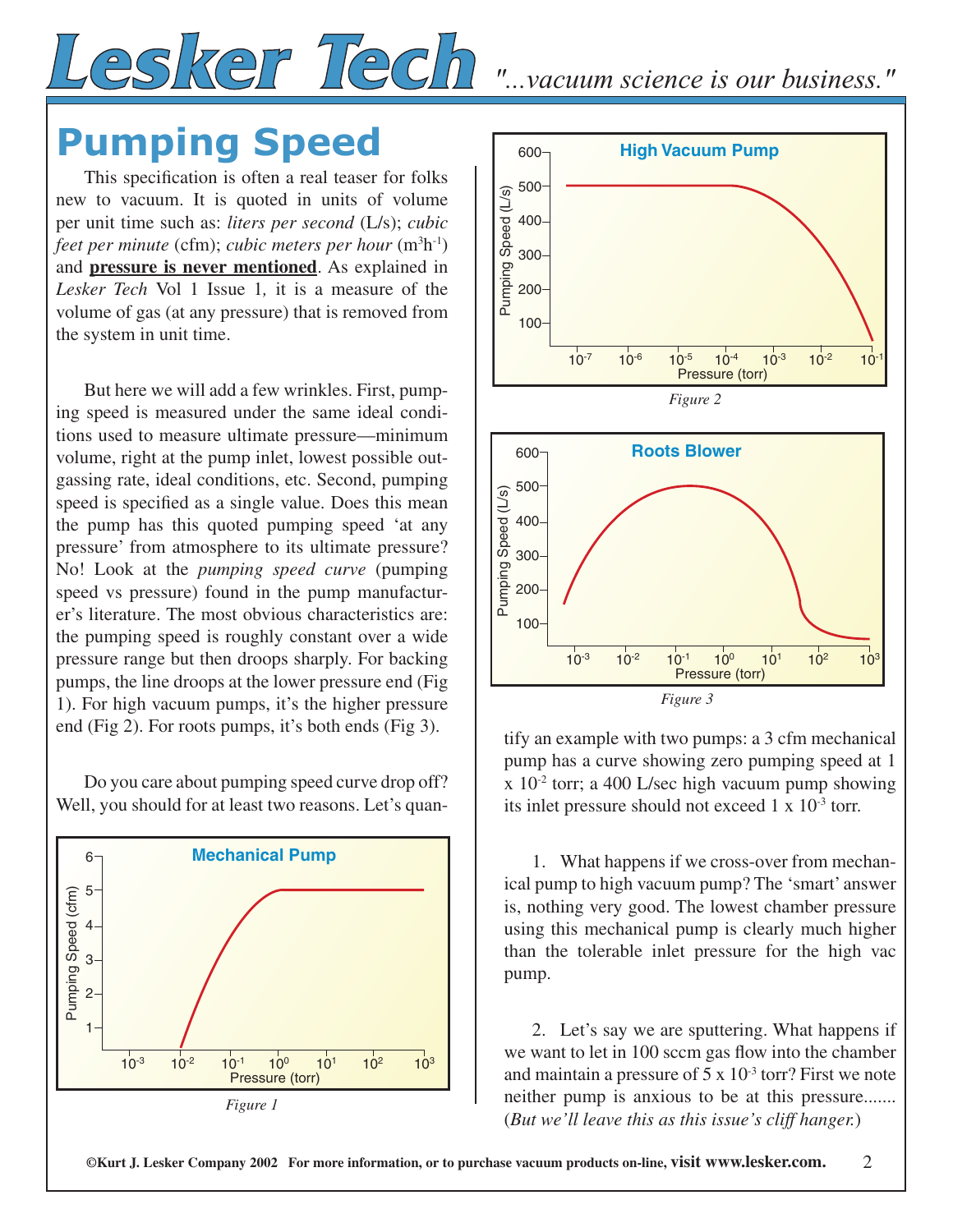# Pumping Speed

This specification is often a real teaser for folks new to vacuum. It is quoted in units of volume per unit time such as: *liters per second* (L/s); *cubic feet per minute* (cfm); *cubic meters per hour* ($m^3h^{-1}$) and **pressure is never mentioned**. As explained in *Lesker Tech* Vol 1 Issue 1, it is a measure of the volume of gas (at any pressure) that is removed from the system in unit time.

But here we will add a few wrinkles. First, pumping speed is measured under the same ideal conditions used to measure ultimate pressure—minimum volume, right at the pump inlet, lowest possible outgassing rate, ideal conditions, etc. Second, pumping speed is specified as a single value. Does this mean the pump has this quoted pumping speed 'at any pressure' from atmosphere to its ultimate pressure? No! Look at the *pumping speed curve* (pumping speed vs pressure) found in the pump manufacturer's literature. The most obvious characteristics are: the pumping speed is roughly constant over a wide pressure range but then droops sharply. For backing pumps, the line droops at the lower pressure end (Fig 1). For high vacuum pumps, it's the higher pressure end (Fig 2). For roots pumps, it's both ends (Fig 3).

Do you care about pumping speed curve drop off? Well, you should for at least two reasons. Let's quantify an example with two pumps: a 3 cfm mechanical pump has a curve showing zero pumping speed at 1 x $10^{-2}$ torr; a 400 L/sec high vacuum pump showing its inlet pressure should not exceed 1 x $10^{-3}$ torr.

*Figure 1*

*Figure 2*

*Figure 3*

1. What happens if we cross-over from mechanical pump to high vacuum pump? The 'smart' answer is, nothing very good. The lowest chamber pressure using this mechanical pump is clearly much higher than the tolerable inlet pressure for the high vac pump.

2. Let's say we are sputtering. What happens if we want to let in 100 sccm gas flow into the chamber and maintain a pressure of 5 x $10^{-3}$ torr? First we note neither pump is anxious to be at this pressure....... (*But we'll leave this as this issue's cliff hanger.*)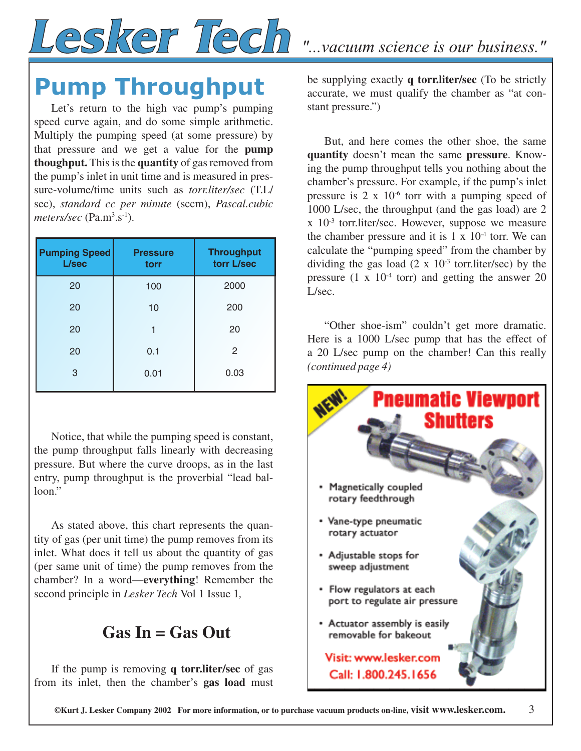# Pump Throughput

Let's return to the high vac pump's pumping speed curve again, and do some simple arithmetic. Multiply the pumping speed (at some pressure) by that pressure and we get a value for the **pump thoughput.** This is the **quantity** of gas removed from the pump's inlet in unit time and is measured in pressure-volume/time units such as *torr.liter/sec* (T.L/sec), *standard cc per minute* (sccm), *Pascal.cubic meters/sec* ($Pa.m^3.s^{-1}$).

| Pumping Speed L/sec | Pressure torr | Throughput torr L/sec |
|---|---|---|
| 20 | 100 | 2000 |
| 20 | 10 | 200 |
| 20 | 1 | 20 |
| 20 | 0.1 | 2 |
| 3 | 0.01 | 0.03 |

Notice, that while the pumping speed is constant, the pump throughput falls linearly with decreasing pressure. But where the curve droops, as in the last entry, pump throughput is the proverbial "lead balloon."

As stated above, this chart represents the quantity of gas (per unit time) the pump removes from its inlet. What does it tell us about the quantity of gas (per same unit of time) the pump removes from the chamber? In a word—**everything**! Remember the second principle in *Lesker Tech* Vol 1 Issue 1,

## Gas In = Gas Out

If the pump is removing **q torr.liter/sec** of gas from its inlet, then the chamber's **gas load** must be supplying exactly **q torr.liter/sec** (To be strictly accurate, we must qualify the chamber as "at constant pressure.")

But, and here comes the other shoe, the same **quantity** doesn't mean the same **pressure**. Knowing the pump throughput tells you nothing about the chamber's pressure. For example, if the pump's inlet pressure is $2 \times 10^{-6}$ torr with a pumping speed of 1000 L/sec, the throughput (and the gas load) are $2 \times 10^{-3}$ torr.liter/sec. However, suppose we measure the chamber pressure and it is $1 \times 10^{-4}$ torr. We can calculate the "pumping speed" from the chamber by dividing the gas load ($2 \times 10^{-3}$ torr.liter/sec) by the pressure ($1 \times 10^{-4}$ torr) and getting the answer 20 L/sec.

"Other shoe-ism" couldn't get more dramatic. Here is a 1000 L/sec pump that has the effect of a 20 L/sec pump on the chamber! Can this really *(continued page 4)*

**NEW! Pneumatic Viewport Shutters**

- Magnetically coupled rotary feedthrough
- Vane-type pneumatic rotary actuator
- Adjustable stops for sweep adjustment
- Flow regulators at each port to regulate air pressure
- Actuator assembly is easily removable for bakeout

Visit: www.lesker.com
Call: 1.800.245.1656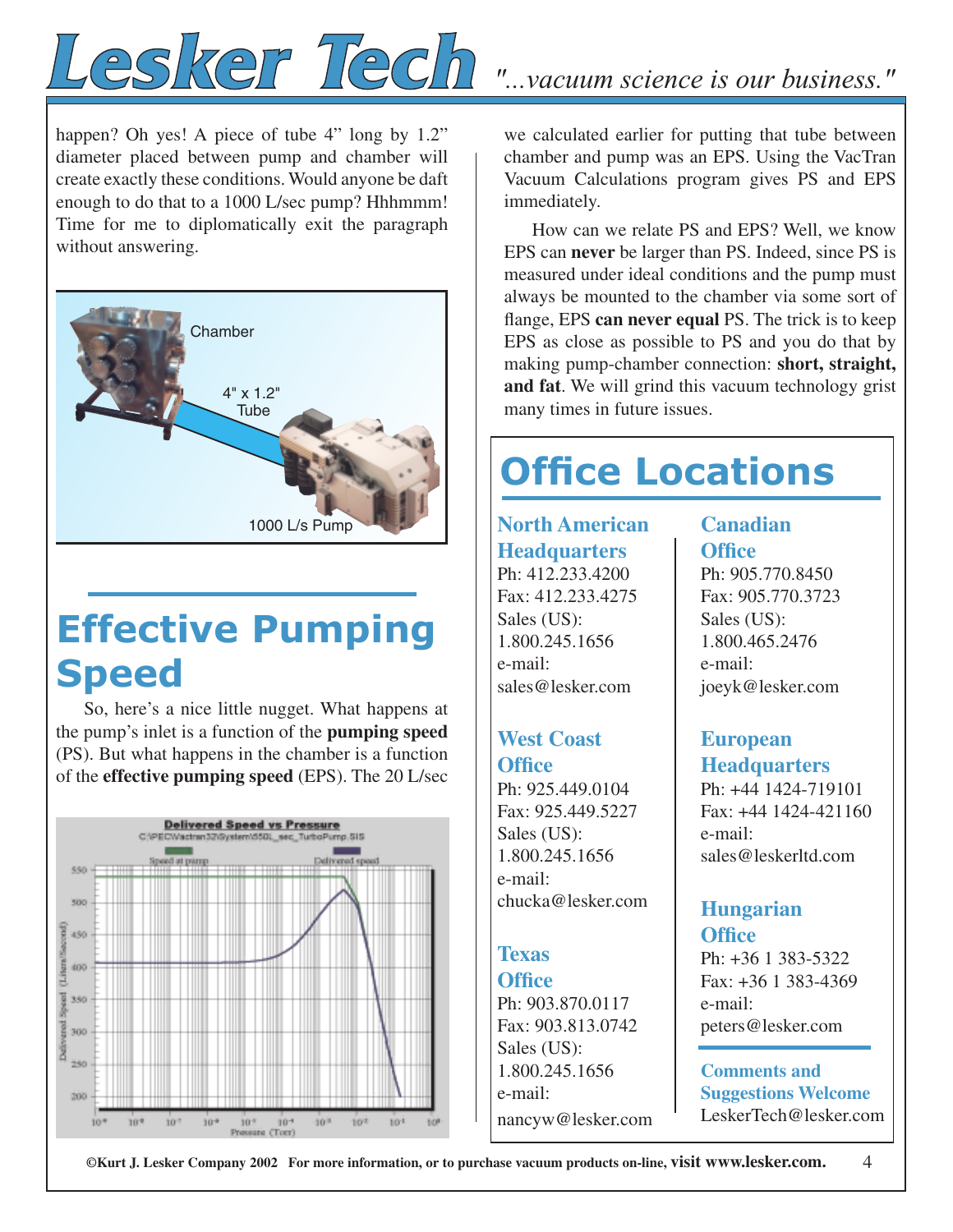happen? Oh yes! A piece of tube 4" long by 1.2" diameter placed between pump and chamber will create exactly these conditions. Would anyone be daft enough to do that to a 1000 L/sec pump? Hhhmmm! Time for me to diplomatically exit the paragraph without answering.

Chamber

4" x 1.2"
Tube

1000 L/s Pump

## Effective Pumping Speed

So, here's a nice little nugget. What happens at the pump's inlet is a function of the **pumping speed** (PS). But what happens in the chamber is a function of the **effective pumping speed** (EPS). The 20 L/sec we calculated earlier for putting that tube between chamber and pump was an EPS. Using the VacTran Vacuum Calculations program gives PS and EPS immediately.

Delivered Speed vs Pressure
C:\PEC\Vactran32\System\550L_sec_TurboPump.SIS
Speed at pump
Delivered speed
Delivered Speed (Liters/Second)
Pressure (Torr)

How can we relate PS and EPS? Well, we know EPS can **never** be larger than PS. Indeed, since PS is measured under ideal conditions and the pump must always be mounted to the chamber via some sort of flange, EPS **can never equal** PS. The trick is to keep EPS as close as possible to PS and you do that by making pump-chamber connection: **short, straight, and fat**. We will grind this vacuum technology grist many times in future issues.

## Office Locations

### North American Headquarters
Ph: 412.233.4200
Fax: 412.233.4275
Sales (US): 1.800.245.1656
e-mail: sales@lesker.com

### West Coast Office
Ph: 925.449.0104
Fax: 925.449.5227
Sales (US): 1.800.245.1656
e-mail: chucka@lesker.com

### Texas Office
Ph: 903.870.0117
Fax: 903.813.0742
Sales (US): 1.800.245.1656
e-mail: nancyw@lesker.com

### Canadian Office
Ph: 905.770.8450
Fax: 905.770.3723
Sales (US): 1.800.465.2476
e-mail: joeyk@lesker.com

### European Headquarters
Ph: +44 1424-719101
Fax: +44 1424-421160
e-mail: sales@leskerltd.com

### Hungarian Office
Ph: +36 1 383-5322
Fax: +36 1 383-4369
e-mail: peters@lesker.com

### Comments and Suggestions Welcome
LeskerTech@lesker.com

**©Kurt J. Lesker Company 2002 For more information, or to purchase vacuum products on-line, visit www.lesker.com.**